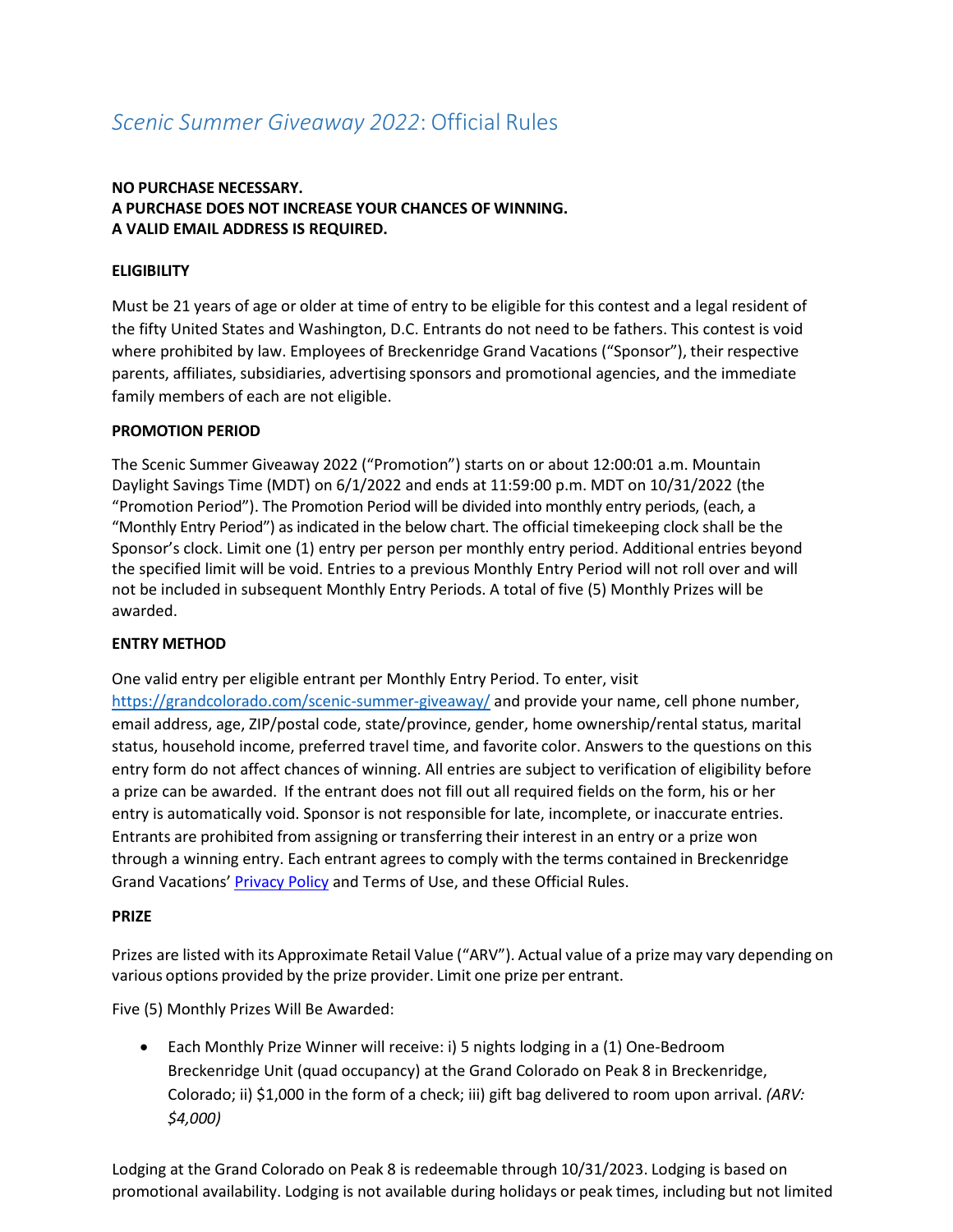# *Scenic Summer Giveaway 2022*: Official Rules

**NO PURCHASE NECESSARY.**
**A PURCHASE DOES NOT INCREASE YOUR CHANCES OF WINNING.**
**A VALID EMAIL ADDRESS IS REQUIRED.**

**ELIGIBILITY**

Must be 21 years of age or older at time of entry to be eligible for this contest and a legal resident of the fifty United States and Washington, D.C. Entrants do not need to be fathers. This contest is void where prohibited by law. Employees of Breckenridge Grand Vacations ("Sponsor"), their respective parents, affiliates, subsidiaries, advertising sponsors and promotional agencies, and the immediate family members of each are not eligible.

**PROMOTION PERIOD**

The Scenic Summer Giveaway 2022 ("Promotion") starts on or about 12:00:01 a.m. Mountain Daylight Savings Time (MDT) on 6/1/2022 and ends at 11:59:00 p.m. MDT on 10/31/2022 (the "Promotion Period"). The Promotion Period will be divided into monthly entry periods, (each, a "Monthly Entry Period") as indicated in the below chart. The official timekeeping clock shall be the Sponsor's clock. Limit one (1) entry per person per monthly entry period. Additional entries beyond the specified limit will be void. Entries to a previous Monthly Entry Period will not roll over and will not be included in subsequent Monthly Entry Periods. A total of five (5) Monthly Prizes will be awarded.

**ENTRY METHOD**

One valid entry per eligible entrant per Monthly Entry Period. To enter, visit https://grandcolorado.com/scenic-summer-giveaway/ and provide your name, cell phone number, email address, age, ZIP/postal code, state/province, gender, home ownership/rental status, marital status, household income, preferred travel time, and favorite color. Answers to the questions on this entry form do not affect chances of winning. All entries are subject to verification of eligibility before a prize can be awarded. If the entrant does not fill out all required fields on the form, his or her entry is automatically void. Sponsor is not responsible for late, incomplete, or inaccurate entries. Entrants are prohibited from assigning or transferring their interest in an entry or a prize won through a winning entry. Each entrant agrees to comply with the terms contained in Breckenridge Grand Vacations' Privacy Policy and Terms of Use, and these Official Rules.

**PRIZE**

Prizes are listed with its Approximate Retail Value ("ARV"). Actual value of a prize may vary depending on various options provided by the prize provider. Limit one prize per entrant.

Five (5) Monthly Prizes Will Be Awarded:

- Each Monthly Prize Winner will receive: i) 5 nights lodging in a (1) One-Bedroom Breckenridge Unit (quad occupancy) at the Grand Colorado on Peak 8 in Breckenridge, Colorado; ii) $1,000 in the form of a check; iii) gift bag delivered to room upon arrival. *(ARV: $4,000)*

Lodging at the Grand Colorado on Peak 8 is redeemable through 10/31/2023. Lodging is based on promotional availability. Lodging is not available during holidays or peak times, including but not limited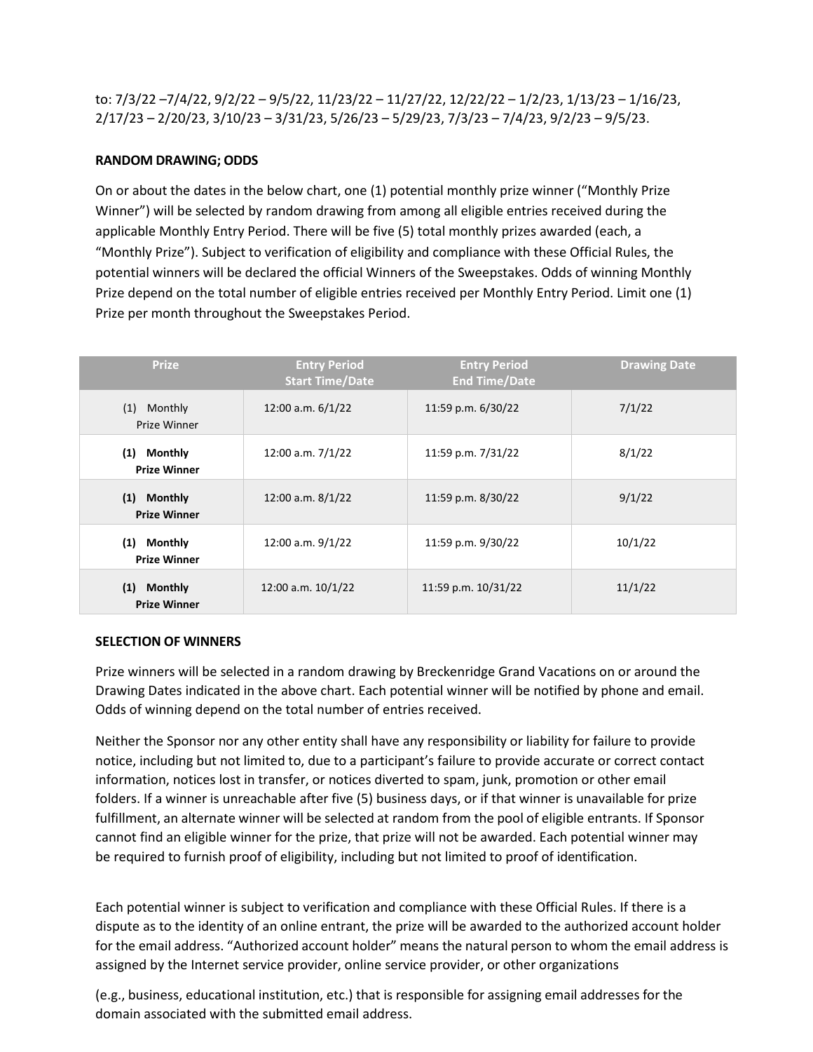to: 7/3/22 –7/4/22, 9/2/22 – 9/5/22, 11/23/22 – 11/27/22, 12/22/22 – 1/2/23, 1/13/23 – 1/16/23, 2/17/23 – 2/20/23, 3/10/23 – 3/31/23, 5/26/23 – 5/29/23, 7/3/23 – 7/4/23, 9/2/23 – 9/5/23.

**RANDOM DRAWING; ODDS**

On or about the dates in the below chart, one (1) potential monthly prize winner ("Monthly Prize Winner") will be selected by random drawing from among all eligible entries received during the applicable Monthly Entry Period. There will be five (5) total monthly prizes awarded (each, a "Monthly Prize"). Subject to verification of eligibility and compliance with these Official Rules, the potential winners will be declared the official Winners of the Sweepstakes. Odds of winning Monthly Prize depend on the total number of eligible entries received per Monthly Entry Period. Limit one (1) Prize per month throughout the Sweepstakes Period.

| Prize | Entry Period Start Time/Date | Entry Period End Time/Date | Drawing Date |
|---|---|---|---|
| (1) Monthly Prize Winner | 12:00 a.m. 6/1/22 | 11:59 p.m. 6/30/22 | 7/1/22 |
| **(1) Monthly Prize Winner** | 12:00 a.m. 7/1/22 | 11:59 p.m. 7/31/22 | 8/1/22 |
| **(1) Monthly Prize Winner** | 12:00 a.m. 8/1/22 | 11:59 p.m. 8/30/22 | 9/1/22 |
| **(1) Monthly Prize Winner** | 12:00 a.m. 9/1/22 | 11:59 p.m. 9/30/22 | 10/1/22 |
| **(1) Monthly Prize Winner** | 12:00 a.m. 10/1/22 | 11:59 p.m. 10/31/22 | 11/1/22 |

**SELECTION OF WINNERS**

Prize winners will be selected in a random drawing by Breckenridge Grand Vacations on or around the Drawing Dates indicated in the above chart. Each potential winner will be notified by phone and email. Odds of winning depend on the total number of entries received.

Neither the Sponsor nor any other entity shall have any responsibility or liability for failure to provide notice, including but not limited to, due to a participant's failure to provide accurate or correct contact information, notices lost in transfer, or notices diverted to spam, junk, promotion or other email folders. If a winner is unreachable after five (5) business days, or if that winner is unavailable for prize fulfillment, an alternate winner will be selected at random from the pool of eligible entrants. If Sponsor cannot find an eligible winner for the prize, that prize will not be awarded. Each potential winner may be required to furnish proof of eligibility, including but not limited to proof of identification.

Each potential winner is subject to verification and compliance with these Official Rules. If there is a dispute as to the identity of an online entrant, the prize will be awarded to the authorized account holder for the email address. "Authorized account holder" means the natural person to whom the email address is assigned by the Internet service provider, online service provider, or other organizations

(e.g., business, educational institution, etc.) that is responsible for assigning email addresses for the domain associated with the submitted email address.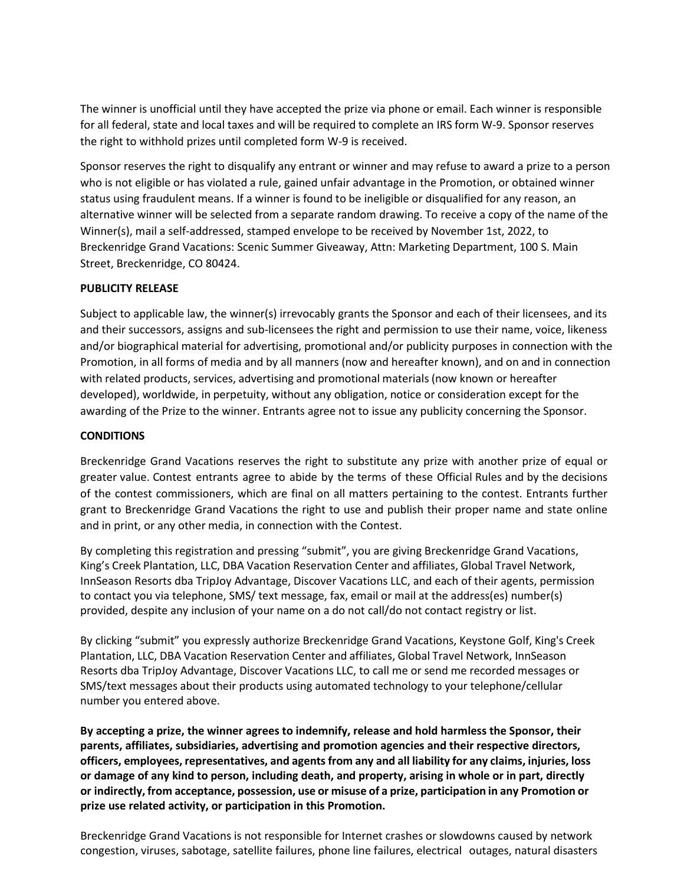The winner is unofficial until they have accepted the prize via phone or email. Each winner is responsible for all federal, state and local taxes and will be required to complete an IRS form W-9. Sponsor reserves the right to withhold prizes until completed form W-9 is received.

Sponsor reserves the right to disqualify any entrant or winner and may refuse to award a prize to a person who is not eligible or has violated a rule, gained unfair advantage in the Promotion, or obtained winner status using fraudulent means. If a winner is found to be ineligible or disqualified for any reason, an alternative winner will be selected from a separate random drawing. To receive a copy of the name of the Winner(s), mail a self-addressed, stamped envelope to be received by November 1st, 2022, to Breckenridge Grand Vacations: Scenic Summer Giveaway, Attn: Marketing Department, 100 S. Main Street, Breckenridge, CO 80424.

**PUBLICITY RELEASE**

Subject to applicable law, the winner(s) irrevocably grants the Sponsor and each of their licensees, and its and their successors, assigns and sub-licensees the right and permission to use their name, voice, likeness and/or biographical material for advertising, promotional and/or publicity purposes in connection with the Promotion, in all forms of media and by all manners (now and hereafter known), and on and in connection with related products, services, advertising and promotional materials (now known or hereafter developed), worldwide, in perpetuity, without any obligation, notice or consideration except for the awarding of the Prize to the winner. Entrants agree not to issue any publicity concerning the Sponsor.

**CONDITIONS**

Breckenridge Grand Vacations reserves the right to substitute any prize with another prize of equal or greater value. Contest entrants agree to abide by the terms of these Official Rules and by the decisions of the contest commissioners, which are final on all matters pertaining to the contest. Entrants further grant to Breckenridge Grand Vacations the right to use and publish their proper name and state online and in print, or any other media, in connection with the Contest.

By completing this registration and pressing "submit", you are giving Breckenridge Grand Vacations, King's Creek Plantation, LLC, DBA Vacation Reservation Center and affiliates, Global Travel Network, InnSeason Resorts dba TripJoy Advantage, Discover Vacations LLC, and each of their agents, permission to contact you via telephone, SMS/ text message, fax, email or mail at the address(es) number(s) provided, despite any inclusion of your name on a do not call/do not contact registry or list.

By clicking "submit" you expressly authorize Breckenridge Grand Vacations, Keystone Golf, King's Creek Plantation, LLC, DBA Vacation Reservation Center and affiliates, Global Travel Network, InnSeason Resorts dba TripJoy Advantage, Discover Vacations LLC, to call me or send me recorded messages or SMS/text messages about their products using automated technology to your telephone/cellular number you entered above.

**By accepting a prize, the winner agrees to indemnify, release and hold harmless the Sponsor, their parents, affiliates, subsidiaries, advertising and promotion agencies and their respective directors, officers, employees, representatives, and agents from any and all liability for any claims, injuries, loss or damage of any kind to person, including death, and property, arising in whole or in part, directly or indirectly, from acceptance, possession, use or misuse of a prize, participation in any Promotion or prize use related activity, or participation in this Promotion.**

Breckenridge Grand Vacations is not responsible for Internet crashes or slowdowns caused by network congestion, viruses, sabotage, satellite failures, phone line failures, electrical outages, natural disasters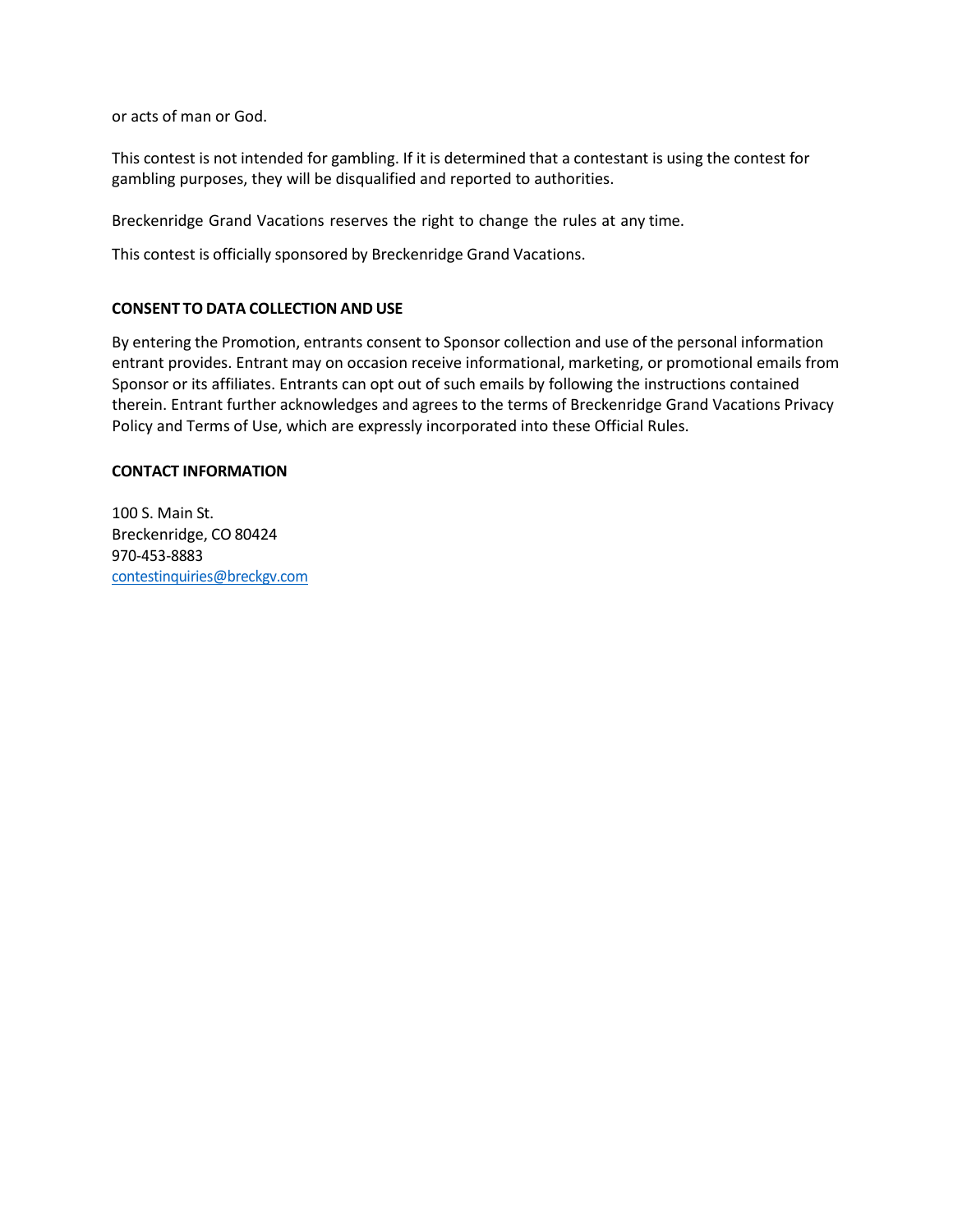or acts of man or God.

This contest is not intended for gambling. If it is determined that a contestant is using the contest for gambling purposes, they will be disqualified and reported to authorities.

Breckenridge Grand Vacations reserves the right to change the rules at any time.

This contest is officially sponsored by Breckenridge Grand Vacations.

**CONSENT TO DATA COLLECTION AND USE**

By entering the Promotion, entrants consent to Sponsor collection and use of the personal information entrant provides. Entrant may on occasion receive informational, marketing, or promotional emails from Sponsor or its affiliates. Entrants can opt out of such emails by following the instructions contained therein. Entrant further acknowledges and agrees to the terms of Breckenridge Grand Vacations Privacy Policy and Terms of Use, which are expressly incorporated into these Official Rules.

**CONTACT INFORMATION**

100 S. Main St.
Breckenridge, CO 80424
970-453-8883
contestinquiries@breckgv.com